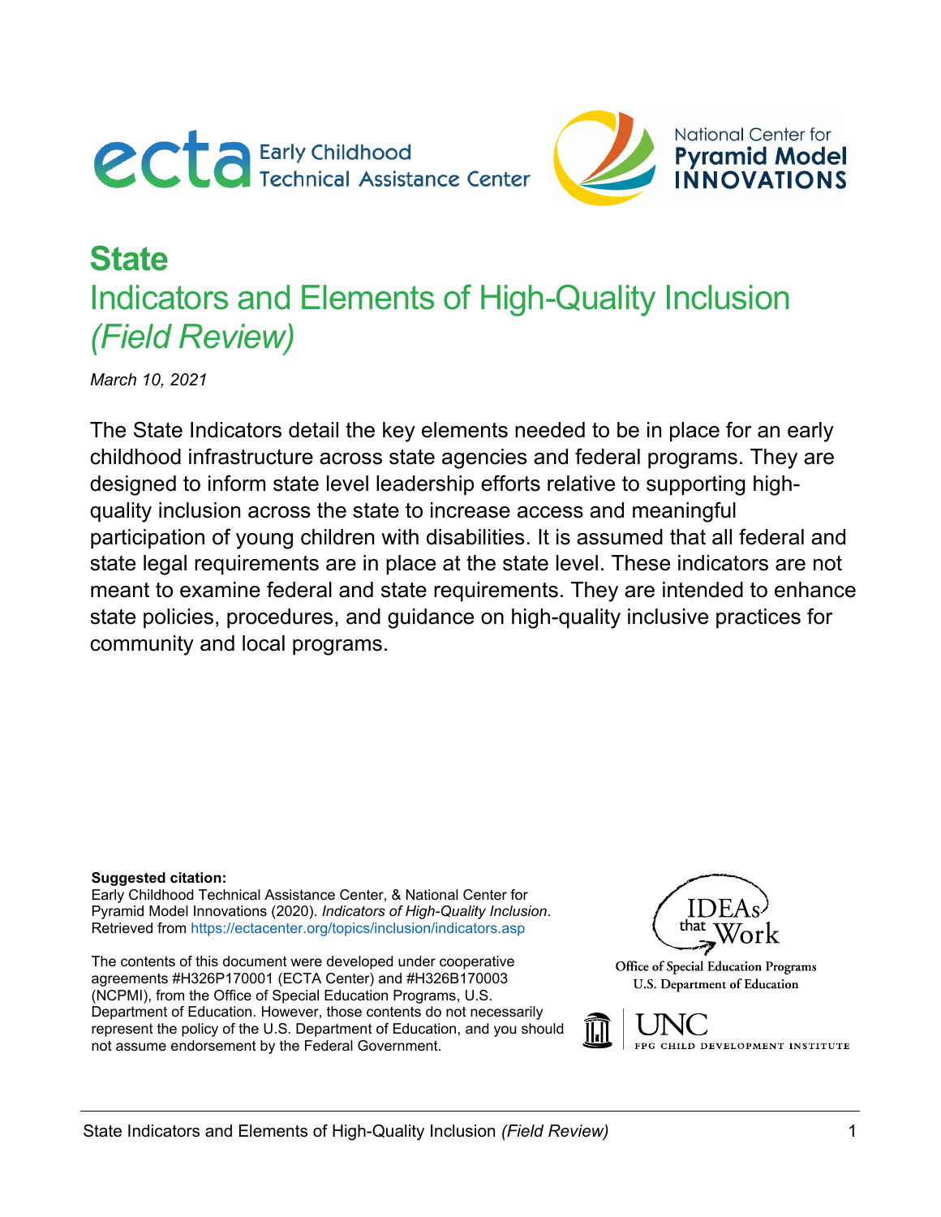# State

## Indicators and Elements of High-Quality Inclusion *(Field Review)*

*March 10, 2021*

The State Indicators detail the key elements needed to be in place for an early childhood infrastructure across state agencies and federal programs. They are designed to inform state level leadership efforts relative to supporting high-quality inclusion across the state to increase access and meaningful participation of young children with disabilities. It is assumed that all federal and state legal requirements are in place at the state level. These indicators are not meant to examine federal and state requirements. They are intended to enhance state policies, procedures, and guidance on high-quality inclusive practices for community and local programs.

**Suggested citation:**
Early Childhood Technical Assistance Center, & National Center for Pyramid Model Innovations (2020). *Indicators of High-Quality Inclusion*. Retrieved from https://ectacenter.org/topics/inclusion/indicators.asp

The contents of this document were developed under cooperative agreements #H326P170001 (ECTA Center) and #H326B170003 (NCPMI), from the Office of Special Education Programs, U.S. Department of Education. However, those contents do not necessarily represent the policy of the U.S. Department of Education, and you should not assume endorsement by the Federal Government.

IDEAs that Work
Office of Special Education Programs
U.S. Department of Education

UNC FPG Child Development Institute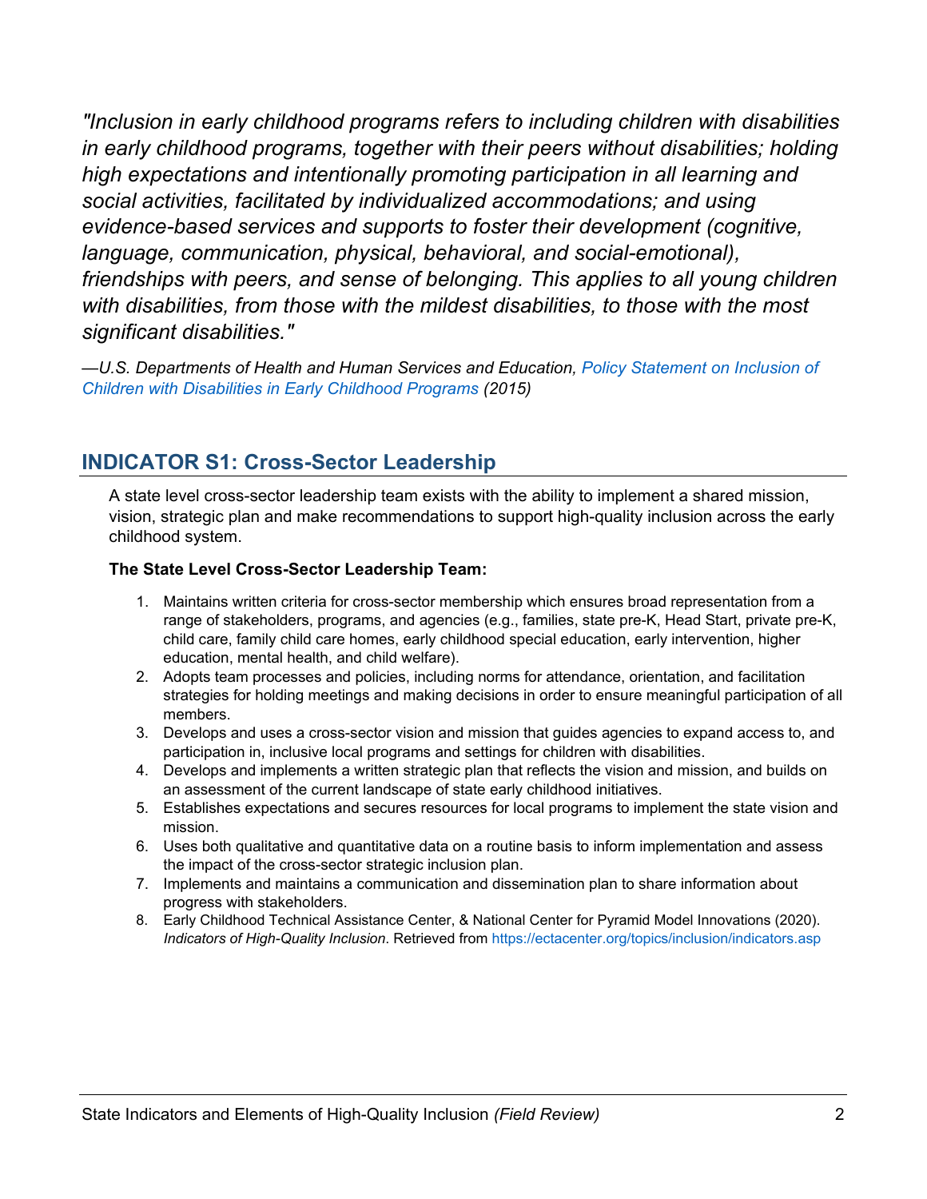*"Inclusion in early childhood programs refers to including children with disabilities in early childhood programs, together with their peers without disabilities; holding high expectations and intentionally promoting participation in all learning and social activities, facilitated by individualized accommodations; and using evidence-based services and supports to foster their development (cognitive, language, communication, physical, behavioral, and social-emotional), friendships with peers, and sense of belonging. This applies to all young children with disabilities, from those with the mildest disabilities, to those with the most significant disabilities."*

*—U.S. Departments of Health and Human Services and Education, Policy Statement on Inclusion of Children with Disabilities in Early Childhood Programs (2015)*

## INDICATOR S1: Cross-Sector Leadership

A state level cross-sector leadership team exists with the ability to implement a shared mission, vision, strategic plan and make recommendations to support high-quality inclusion across the early childhood system.

**The State Level Cross-Sector Leadership Team:**

1. Maintains written criteria for cross-sector membership which ensures broad representation from a range of stakeholders, programs, and agencies (e.g., families, state pre-K, Head Start, private pre-K, child care, family child care homes, early childhood special education, early intervention, higher education, mental health, and child welfare).
2. Adopts team processes and policies, including norms for attendance, orientation, and facilitation strategies for holding meetings and making decisions in order to ensure meaningful participation of all members.
3. Develops and uses a cross-sector vision and mission that guides agencies to expand access to, and participation in, inclusive local programs and settings for children with disabilities.
4. Develops and implements a written strategic plan that reflects the vision and mission, and builds on an assessment of the current landscape of state early childhood initiatives.
5. Establishes expectations and secures resources for local programs to implement the state vision and mission.
6. Uses both qualitative and quantitative data on a routine basis to inform implementation and assess the impact of the cross-sector strategic inclusion plan.
7. Implements and maintains a communication and dissemination plan to share information about progress with stakeholders.
8. Early Childhood Technical Assistance Center, & National Center for Pyramid Model Innovations (2020). *Indicators of High-Quality Inclusion*. Retrieved from https://ectacenter.org/topics/inclusion/indicators.asp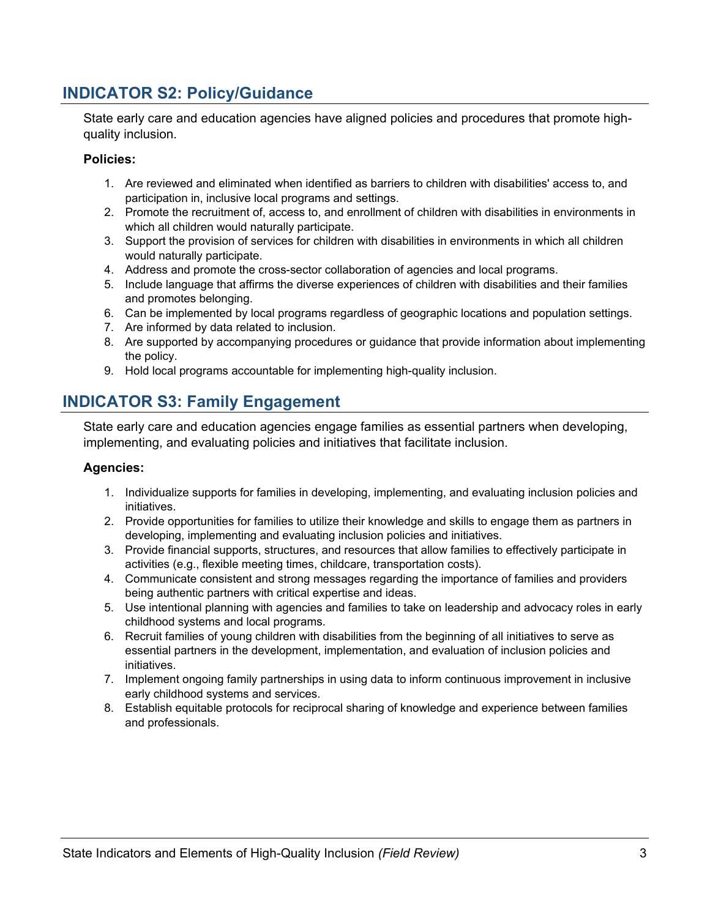## INDICATOR S2: Policy/Guidance

State early care and education agencies have aligned policies and procedures that promote high-quality inclusion.

**Policies:**

1. Are reviewed and eliminated when identified as barriers to children with disabilities' access to, and participation in, inclusive local programs and settings.
2. Promote the recruitment of, access to, and enrollment of children with disabilities in environments in which all children would naturally participate.
3. Support the provision of services for children with disabilities in environments in which all children would naturally participate.
4. Address and promote the cross-sector collaboration of agencies and local programs.
5. Include language that affirms the diverse experiences of children with disabilities and their families and promotes belonging.
6. Can be implemented by local programs regardless of geographic locations and population settings.
7. Are informed by data related to inclusion.
8. Are supported by accompanying procedures or guidance that provide information about implementing the policy.
9. Hold local programs accountable for implementing high-quality inclusion.

## INDICATOR S3: Family Engagement

State early care and education agencies engage families as essential partners when developing, implementing, and evaluating policies and initiatives that facilitate inclusion.

**Agencies:**

1. Individualize supports for families in developing, implementing, and evaluating inclusion policies and initiatives.
2. Provide opportunities for families to utilize their knowledge and skills to engage them as partners in developing, implementing and evaluating inclusion policies and initiatives.
3. Provide financial supports, structures, and resources that allow families to effectively participate in activities (e.g., flexible meeting times, childcare, transportation costs).
4. Communicate consistent and strong messages regarding the importance of families and providers being authentic partners with critical expertise and ideas.
5. Use intentional planning with agencies and families to take on leadership and advocacy roles in early childhood systems and local programs.
6. Recruit families of young children with disabilities from the beginning of all initiatives to serve as essential partners in the development, implementation, and evaluation of inclusion policies and initiatives.
7. Implement ongoing family partnerships in using data to inform continuous improvement in inclusive early childhood systems and services.
8. Establish equitable protocols for reciprocal sharing of knowledge and experience between families and professionals.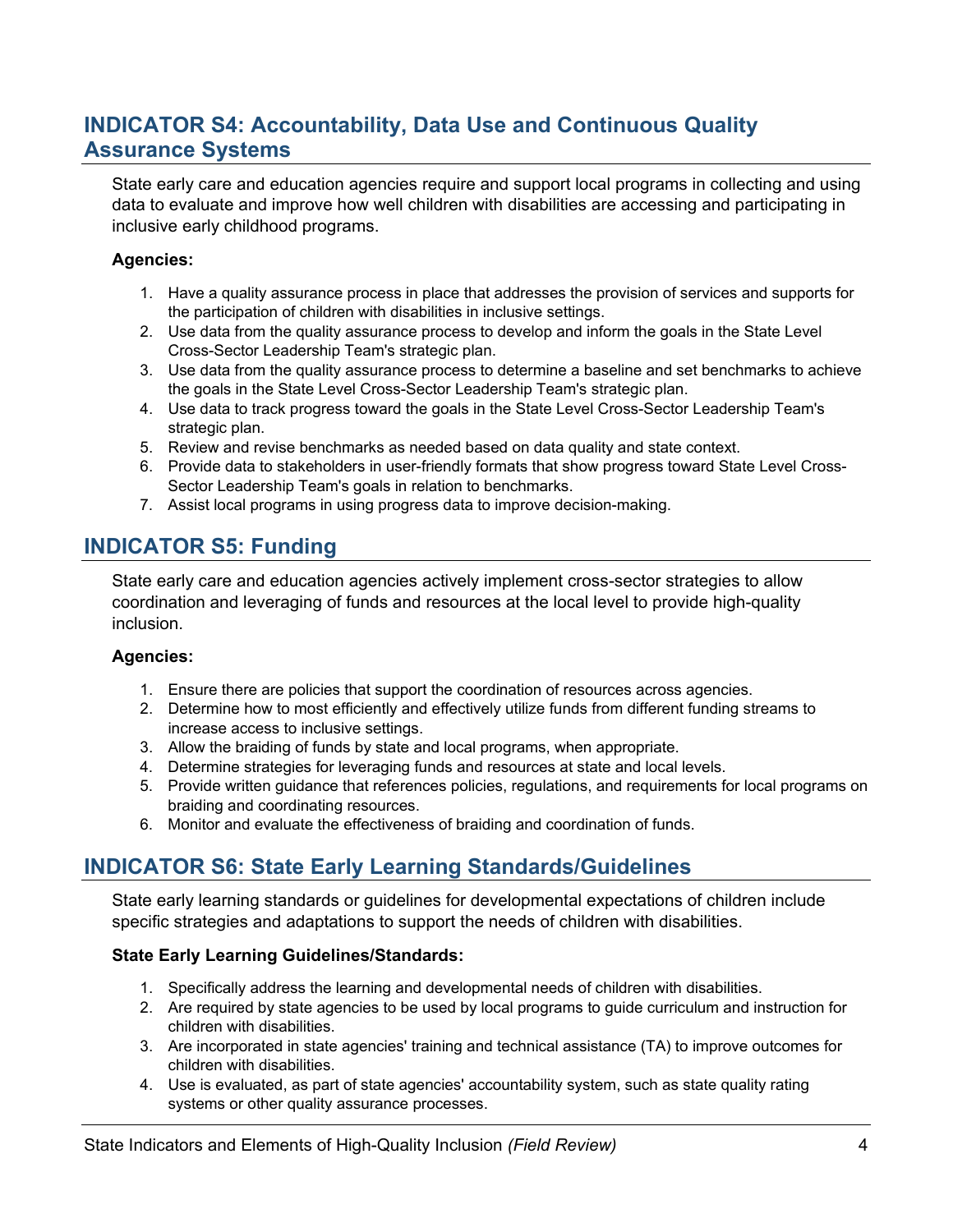## INDICATOR S4: Accountability, Data Use and Continuous Quality Assurance Systems

State early care and education agencies require and support local programs in collecting and using data to evaluate and improve how well children with disabilities are accessing and participating in inclusive early childhood programs.

**Agencies:**

1. Have a quality assurance process in place that addresses the provision of services and supports for the participation of children with disabilities in inclusive settings.
2. Use data from the quality assurance process to develop and inform the goals in the State Level Cross-Sector Leadership Team's strategic plan.
3. Use data from the quality assurance process to determine a baseline and set benchmarks to achieve the goals in the State Level Cross-Sector Leadership Team's strategic plan.
4. Use data to track progress toward the goals in the State Level Cross-Sector Leadership Team's strategic plan.
5. Review and revise benchmarks as needed based on data quality and state context.
6. Provide data to stakeholders in user-friendly formats that show progress toward State Level Cross-Sector Leadership Team's goals in relation to benchmarks.
7. Assist local programs in using progress data to improve decision-making.

## INDICATOR S5: Funding

State early care and education agencies actively implement cross-sector strategies to allow coordination and leveraging of funds and resources at the local level to provide high-quality inclusion.

**Agencies:**

1. Ensure there are policies that support the coordination of resources across agencies.
2. Determine how to most efficiently and effectively utilize funds from different funding streams to increase access to inclusive settings.
3. Allow the braiding of funds by state and local programs, when appropriate.
4. Determine strategies for leveraging funds and resources at state and local levels.
5. Provide written guidance that references policies, regulations, and requirements for local programs on braiding and coordinating resources.
6. Monitor and evaluate the effectiveness of braiding and coordination of funds.

## INDICATOR S6: State Early Learning Standards/Guidelines

State early learning standards or guidelines for developmental expectations of children include specific strategies and adaptations to support the needs of children with disabilities.

**State Early Learning Guidelines/Standards:**

1. Specifically address the learning and developmental needs of children with disabilities.
2. Are required by state agencies to be used by local programs to guide curriculum and instruction for children with disabilities.
3. Are incorporated in state agencies' training and technical assistance (TA) to improve outcomes for children with disabilities.
4. Use is evaluated, as part of state agencies' accountability system, such as state quality rating systems or other quality assurance processes.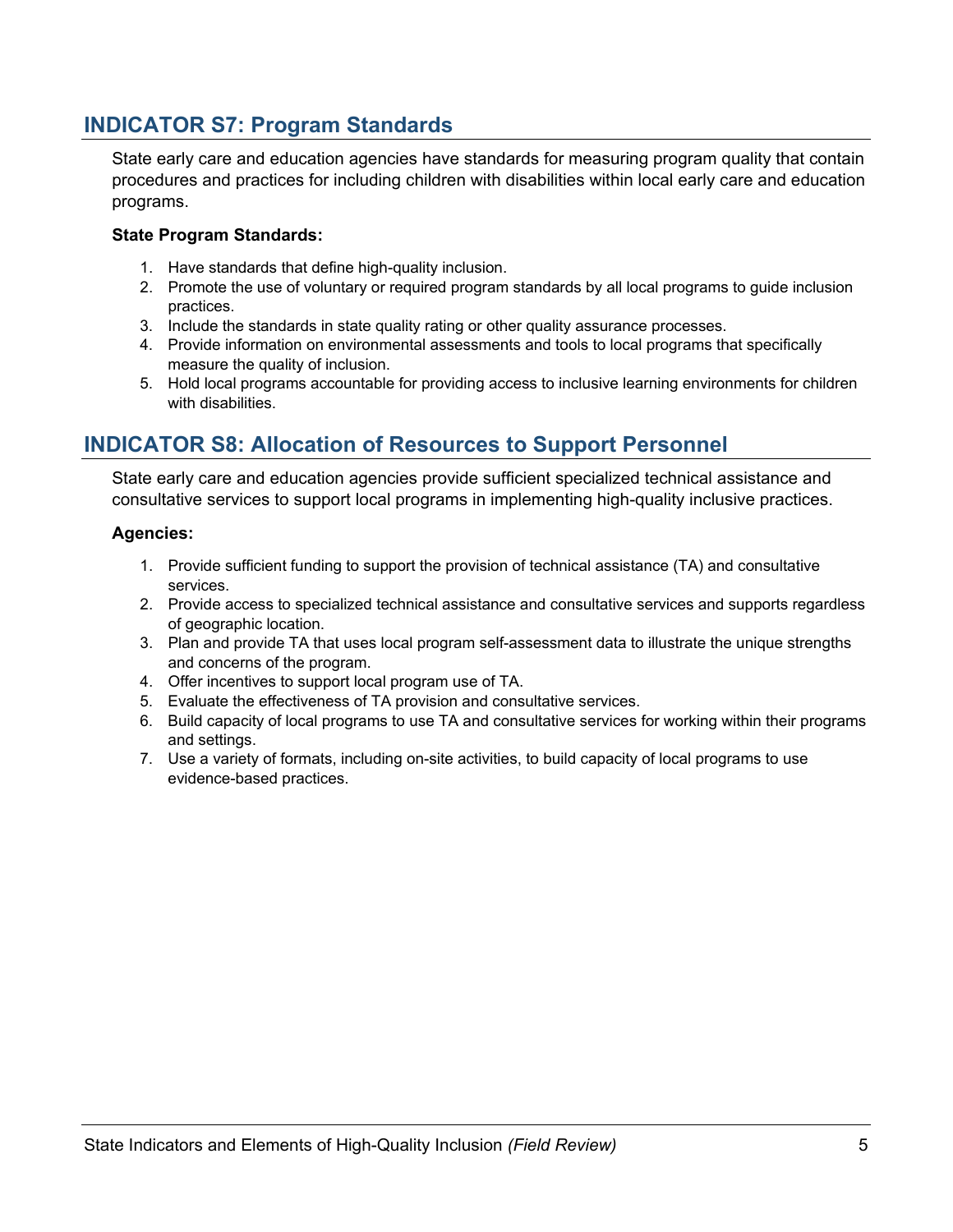## INDICATOR S7: Program Standards

State early care and education agencies have standards for measuring program quality that contain procedures and practices for including children with disabilities within local early care and education programs.

**State Program Standards:**

1. Have standards that define high-quality inclusion.
2. Promote the use of voluntary or required program standards by all local programs to guide inclusion practices.
3. Include the standards in state quality rating or other quality assurance processes.
4. Provide information on environmental assessments and tools to local programs that specifically measure the quality of inclusion.
5. Hold local programs accountable for providing access to inclusive learning environments for children with disabilities.

## INDICATOR S8: Allocation of Resources to Support Personnel

State early care and education agencies provide sufficient specialized technical assistance and consultative services to support local programs in implementing high-quality inclusive practices.

**Agencies:**

1. Provide sufficient funding to support the provision of technical assistance (TA) and consultative services.
2. Provide access to specialized technical assistance and consultative services and supports regardless of geographic location.
3. Plan and provide TA that uses local program self-assessment data to illustrate the unique strengths and concerns of the program.
4. Offer incentives to support local program use of TA.
5. Evaluate the effectiveness of TA provision and consultative services.
6. Build capacity of local programs to use TA and consultative services for working within their programs and settings.
7. Use a variety of formats, including on-site activities, to build capacity of local programs to use evidence-based practices.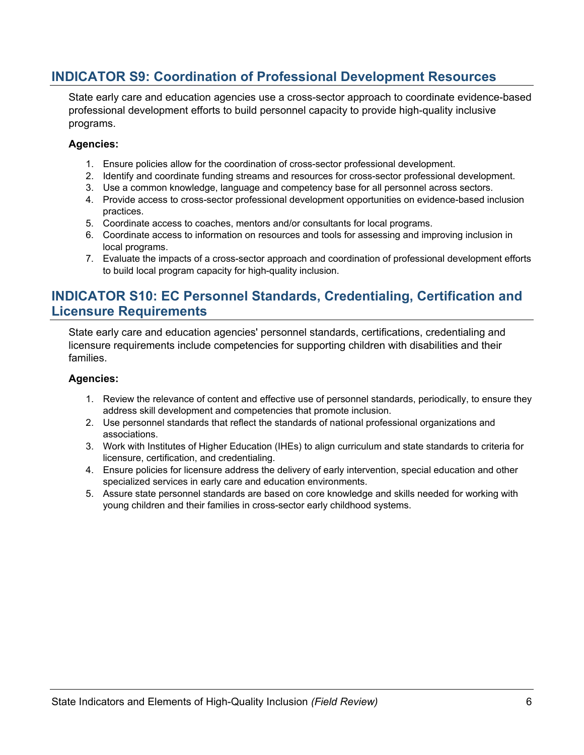## INDICATOR S9: Coordination of Professional Development Resources

State early care and education agencies use a cross-sector approach to coordinate evidence-based professional development efforts to build personnel capacity to provide high-quality inclusive programs.

**Agencies:**

1. Ensure policies allow for the coordination of cross-sector professional development.
2. Identify and coordinate funding streams and resources for cross-sector professional development.
3. Use a common knowledge, language and competency base for all personnel across sectors.
4. Provide access to cross-sector professional development opportunities on evidence-based inclusion practices.
5. Coordinate access to coaches, mentors and/or consultants for local programs.
6. Coordinate access to information on resources and tools for assessing and improving inclusion in local programs.
7. Evaluate the impacts of a cross-sector approach and coordination of professional development efforts to build local program capacity for high-quality inclusion.

## INDICATOR S10: EC Personnel Standards, Credentialing, Certification and Licensure Requirements

State early care and education agencies' personnel standards, certifications, credentialing and licensure requirements include competencies for supporting children with disabilities and their families.

**Agencies:**

1. Review the relevance of content and effective use of personnel standards, periodically, to ensure they address skill development and competencies that promote inclusion.
2. Use personnel standards that reflect the standards of national professional organizations and associations.
3. Work with Institutes of Higher Education (IHEs) to align curriculum and state standards to criteria for licensure, certification, and credentialing.
4. Ensure policies for licensure address the delivery of early intervention, special education and other specialized services in early care and education environments.
5. Assure state personnel standards are based on core knowledge and skills needed for working with young children and their families in cross-sector early childhood systems.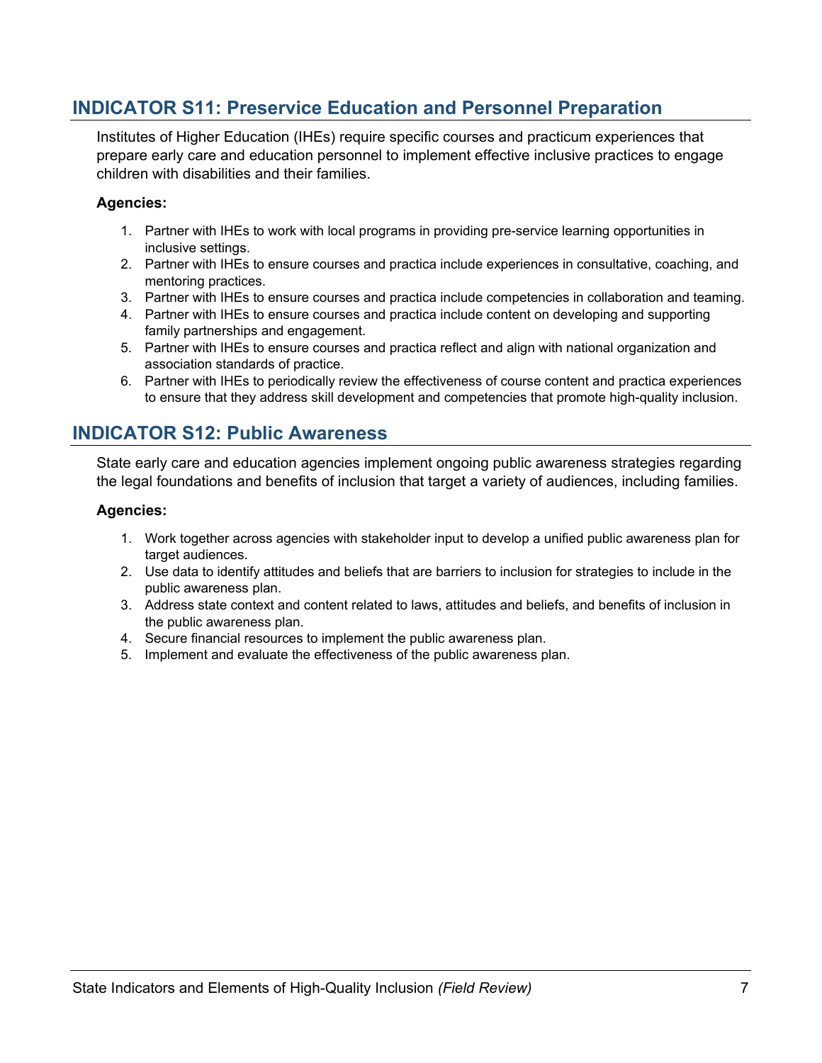## INDICATOR S11: Preservice Education and Personnel Preparation

Institutes of Higher Education (IHEs) require specific courses and practicum experiences that prepare early care and education personnel to implement effective inclusive practices to engage children with disabilities and their families.

**Agencies:**

1. Partner with IHEs to work with local programs in providing pre-service learning opportunities in inclusive settings.
2. Partner with IHEs to ensure courses and practica include experiences in consultative, coaching, and mentoring practices.
3. Partner with IHEs to ensure courses and practica include competencies in collaboration and teaming.
4. Partner with IHEs to ensure courses and practica include content on developing and supporting family partnerships and engagement.
5. Partner with IHEs to ensure courses and practica reflect and align with national organization and association standards of practice.
6. Partner with IHEs to periodically review the effectiveness of course content and practica experiences to ensure that they address skill development and competencies that promote high-quality inclusion.

## INDICATOR S12: Public Awareness

State early care and education agencies implement ongoing public awareness strategies regarding the legal foundations and benefits of inclusion that target a variety of audiences, including families.

**Agencies:**

1. Work together across agencies with stakeholder input to develop a unified public awareness plan for target audiences.
2. Use data to identify attitudes and beliefs that are barriers to inclusion for strategies to include in the public awareness plan.
3. Address state context and content related to laws, attitudes and beliefs, and benefits of inclusion in the public awareness plan.
4. Secure financial resources to implement the public awareness plan.
5. Implement and evaluate the effectiveness of the public awareness plan.